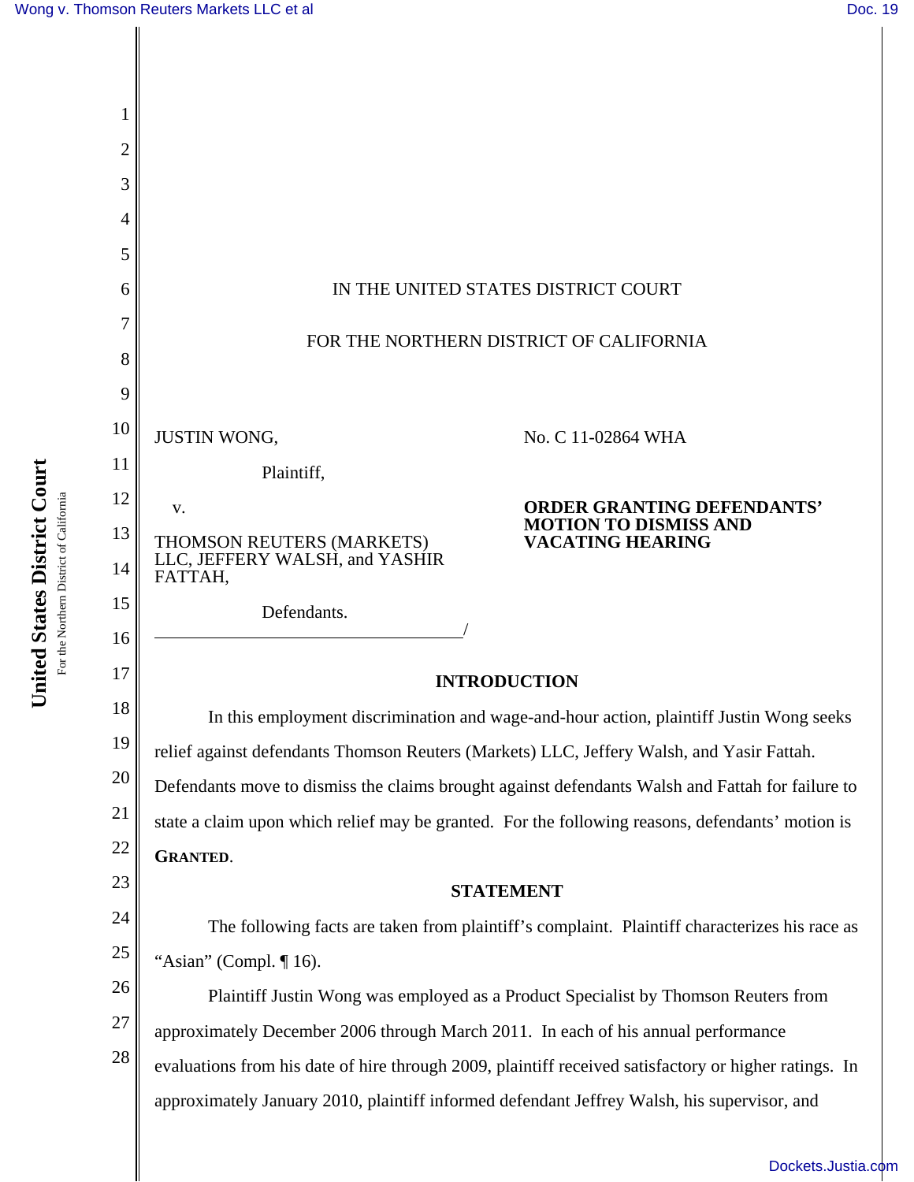IN THE UNITED STATES DISTRICT COURT

FOR THE NORTHERN DISTRICT OF CALIFORNIA

JUSTIN WONG,

Plaintiff,

v.

THOMSON REUTERS (MARKETS) LLC, JEFFERY WALSH, and YASHIR FATTAH,

Defendants.

No. C 11-02864 WHA

**ORDER GRANTING DEFENDANTS' MOTION TO DISMISS AND VACATING HEARING**

## INTRODUCTION

In this employment discrimination and wage-and-hour action, plaintiff Justin Wong seeks relief against defendants Thomson Reuters (Markets) LLC, Jeffery Walsh, and Yasir Fattah. Defendants move to dismiss the claims brought against defendants Walsh and Fattah for failure to state a claim upon which relief may be granted. For the following reasons, defendants' motion is **GRANTED**.

## STATEMENT

The following facts are taken from plaintiff's complaint. Plaintiff characterizes his race as "Asian" (Compl. ¶ 16).

Plaintiff Justin Wong was employed as a Product Specialist by Thomson Reuters from approximately December 2006 through March 2011. In each of his annual performance evaluations from his date of hire through 2009, plaintiff received satisfactory or higher ratings. In approximately January 2010, plaintiff informed defendant Jeffrey Walsh, his supervisor, and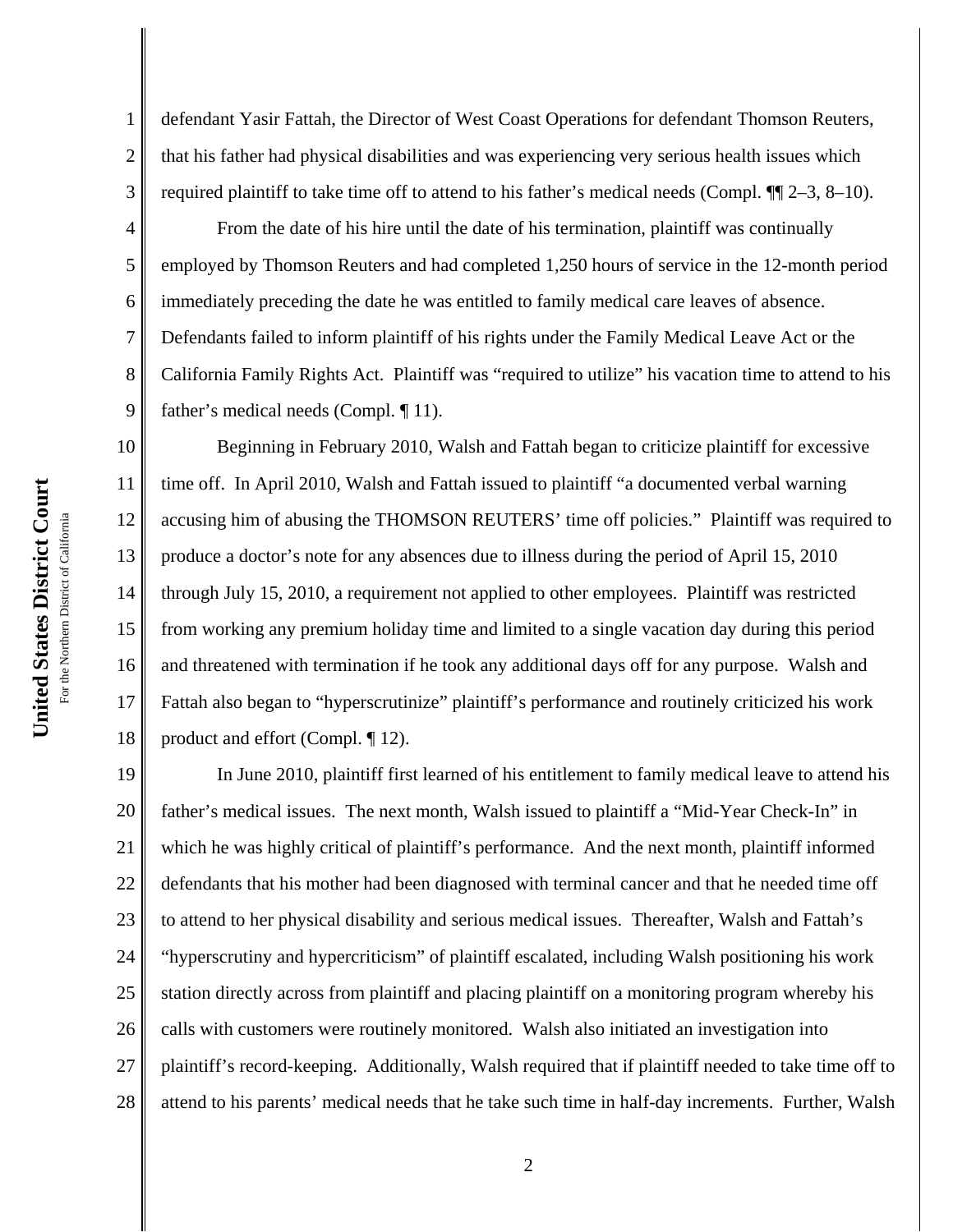defendant Yasir Fattah, the Director of West Coast Operations for defendant Thomson Reuters, that his father had physical disabilities and was experiencing very serious health issues which required plaintiff to take time off to attend to his father's medical needs (Compl. ¶¶ 2–3, 8–10).

From the date of his hire until the date of his termination, plaintiff was continually employed by Thomson Reuters and had completed 1,250 hours of service in the 12-month period immediately preceding the date he was entitled to family medical care leaves of absence. Defendants failed to inform plaintiff of his rights under the Family Medical Leave Act or the California Family Rights Act. Plaintiff was "required to utilize" his vacation time to attend to his father's medical needs (Compl. ¶ 11).

Beginning in February 2010, Walsh and Fattah began to criticize plaintiff for excessive time off. In April 2010, Walsh and Fattah issued to plaintiff "a documented verbal warning accusing him of abusing the THOMSON REUTERS' time off policies." Plaintiff was required to produce a doctor's note for any absences due to illness during the period of April 15, 2010 through July 15, 2010, a requirement not applied to other employees. Plaintiff was restricted from working any premium holiday time and limited to a single vacation day during this period and threatened with termination if he took any additional days off for any purpose. Walsh and Fattah also began to "hyperscrutinize" plaintiff's performance and routinely criticized his work product and effort (Compl. ¶ 12).

In June 2010, plaintiff first learned of his entitlement to family medical leave to attend his father's medical issues. The next month, Walsh issued to plaintiff a "Mid-Year Check-In" in which he was highly critical of plaintiff's performance. And the next month, plaintiff informed defendants that his mother had been diagnosed with terminal cancer and that he needed time off to attend to her physical disability and serious medical issues. Thereafter, Walsh and Fattah's "hyperscrutiny and hypercriticism" of plaintiff escalated, including Walsh positioning his work station directly across from plaintiff and placing plaintiff on a monitoring program whereby his calls with customers were routinely monitored. Walsh also initiated an investigation into plaintiff's record-keeping. Additionally, Walsh required that if plaintiff needed to take time off to attend to his parents' medical needs that he take such time in half-day increments. Further, Walsh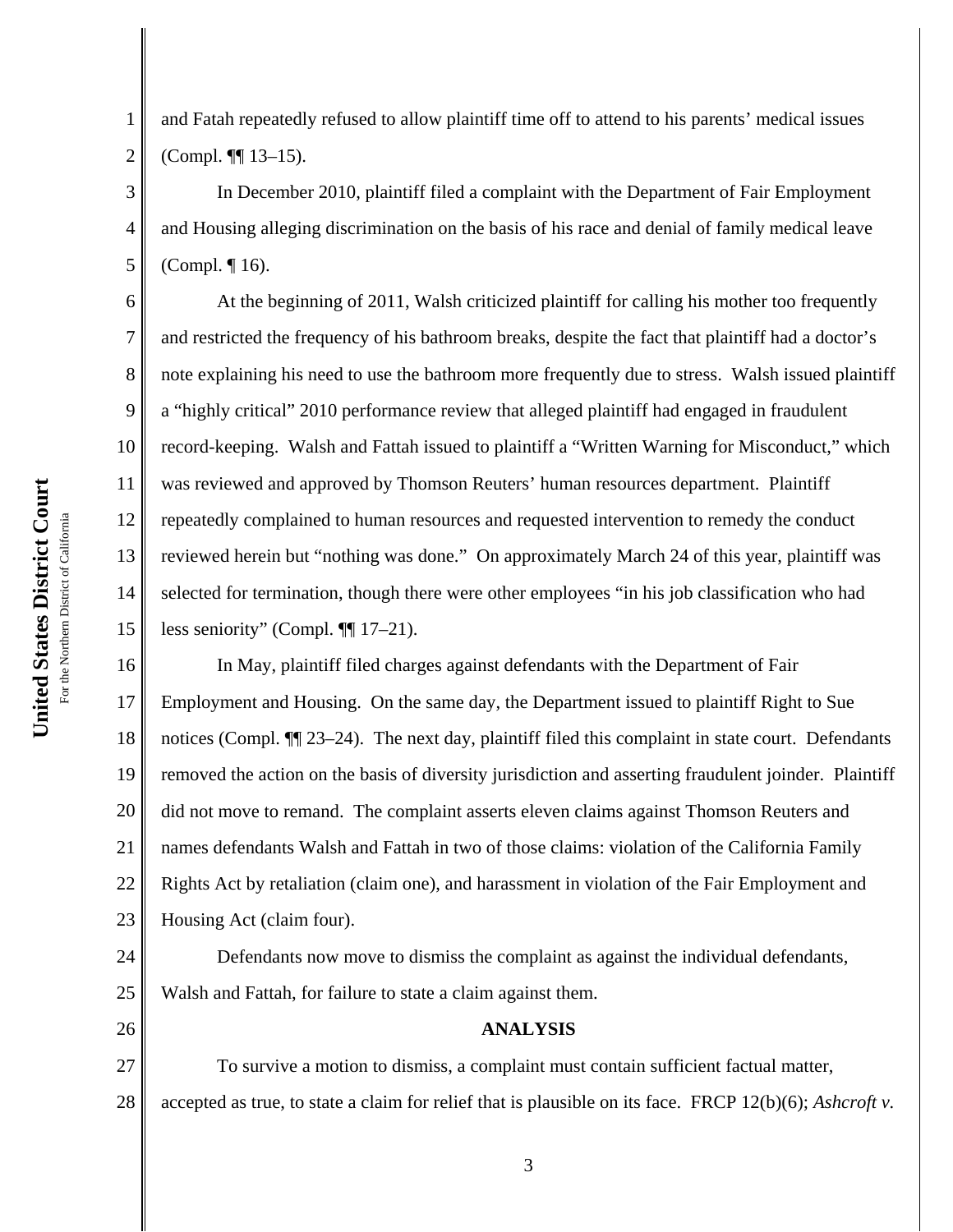and Fatah repeatedly refused to allow plaintiff time off to attend to his parents' medical issues (Compl. ¶¶ 13–15).

In December 2010, plaintiff filed a complaint with the Department of Fair Employment and Housing alleging discrimination on the basis of his race and denial of family medical leave (Compl. ¶ 16).

At the beginning of 2011, Walsh criticized plaintiff for calling his mother too frequently and restricted the frequency of his bathroom breaks, despite the fact that plaintiff had a doctor's note explaining his need to use the bathroom more frequently due to stress. Walsh issued plaintiff a "highly critical" 2010 performance review that alleged plaintiff had engaged in fraudulent record-keeping. Walsh and Fattah issued to plaintiff a "Written Warning for Misconduct," which was reviewed and approved by Thomson Reuters' human resources department. Plaintiff repeatedly complained to human resources and requested intervention to remedy the conduct reviewed herein but "nothing was done." On approximately March 24 of this year, plaintiff was selected for termination, though there were other employees "in his job classification who had less seniority" (Compl. ¶¶ 17–21).

In May, plaintiff filed charges against defendants with the Department of Fair Employment and Housing. On the same day, the Department issued to plaintiff Right to Sue notices (Compl. ¶¶ 23–24). The next day, plaintiff filed this complaint in state court. Defendants removed the action on the basis of diversity jurisdiction and asserting fraudulent joinder. Plaintiff did not move to remand. The complaint asserts eleven claims against Thomson Reuters and names defendants Walsh and Fattah in two of those claims: violation of the California Family Rights Act by retaliation (claim one), and harassment in violation of the Fair Employment and Housing Act (claim four).

Defendants now move to dismiss the complaint as against the individual defendants, Walsh and Fattah, for failure to state a claim against them.

## ANALYSIS

To survive a motion to dismiss, a complaint must contain sufficient factual matter, accepted as true, to state a claim for relief that is plausible on its face. FRCP 12(b)(6); *Ashcroft v.*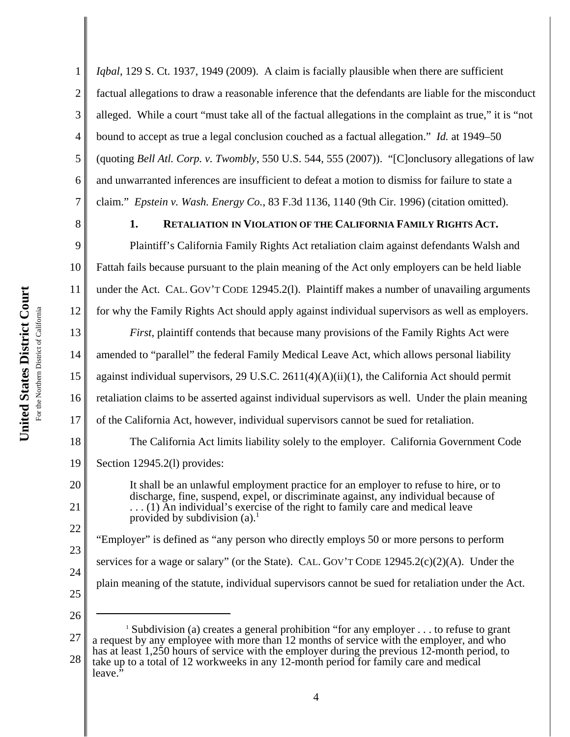*Iqbal*, 129 S. Ct. 1937, 1949 (2009). A claim is facially plausible when there are sufficient factual allegations to draw a reasonable inference that the defendants are liable for the misconduct alleged. While a court "must take all of the factual allegations in the complaint as true," it is "not bound to accept as true a legal conclusion couched as a factual allegation." *Id.* at 1949–50 (quoting *Bell Atl. Corp. v. Twombly*, 550 U.S. 544, 555 (2007)). "[C]onclusory allegations of law and unwarranted inferences are insufficient to defeat a motion to dismiss for failure to state a claim." *Epstein v. Wash. Energy Co.*, 83 F.3d 1136, 1140 (9th Cir. 1996) (citation omitted).

**1. RETALIATION IN VIOLATION OF THE CALIFORNIA FAMILY RIGHTS ACT.**

Plaintiff's California Family Rights Act retaliation claim against defendants Walsh and Fattah fails because pursuant to the plain meaning of the Act only employers can be held liable under the Act. CAL. GOV'T CODE 12945.2(l). Plaintiff makes a number of unavailing arguments for why the Family Rights Act should apply against individual supervisors as well as employers.

*First*, plaintiff contends that because many provisions of the Family Rights Act were amended to "parallel" the federal Family Medical Leave Act, which allows personal liability against individual supervisors, 29 U.S.C. 2611(4)(A)(ii)(1), the California Act should permit retaliation claims to be asserted against individual supervisors as well. Under the plain meaning of the California Act, however, individual supervisors cannot be sued for retaliation.

The California Act limits liability solely to the employer. California Government Code Section 12945.2(l) provides:

> It shall be an unlawful employment practice for an employer to refuse to hire, or to discharge, fine, suspend, expel, or discriminate against, any individual because of . . . (1) An individual's exercise of the right to family care and medical leave provided by subdivision (a).[1]

"Employer" is defined as "any person who directly employs 50 or more persons to perform services for a wage or salary" (or the State). CAL. GOV'T CODE 12945.2(c)(2)(A). Under the plain meaning of the statute, individual supervisors cannot be sued for retaliation under the Act.

---

[1] Subdivision (a) creates a general prohibition "for any employer . . . to refuse to grant a request by any employee with more than 12 months of service with the employer, and who has at least 1,250 hours of service with the employer during the previous 12-month period, to take up to a total of 12 workweeks in any 12-month period for family care and medical leave."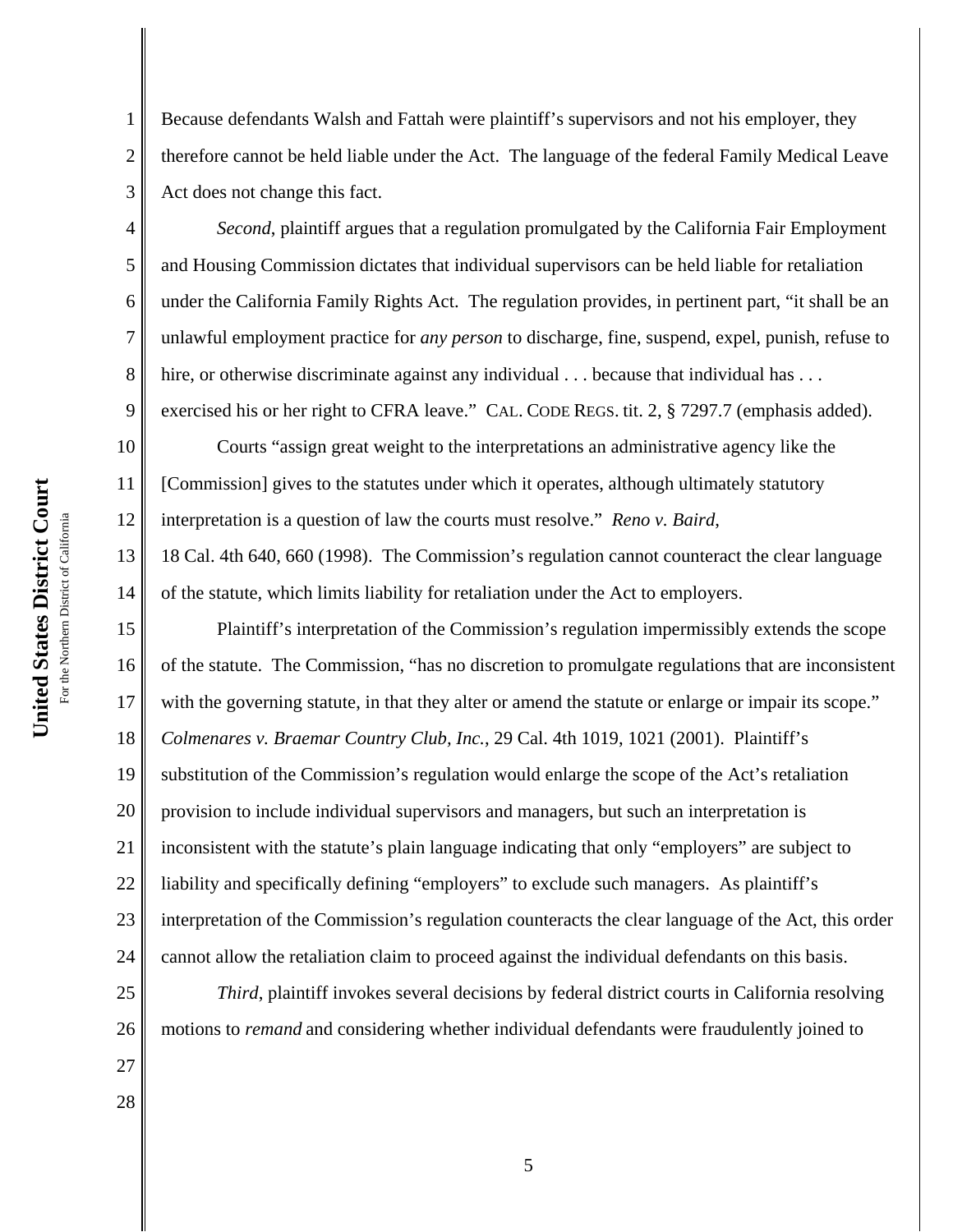Because defendants Walsh and Fattah were plaintiff's supervisors and not his employer, they therefore cannot be held liable under the Act. The language of the federal Family Medical Leave Act does not change this fact.

*Second*, plaintiff argues that a regulation promulgated by the California Fair Employment and Housing Commission dictates that individual supervisors can be held liable for retaliation under the California Family Rights Act. The regulation provides, in pertinent part, "it shall be an unlawful employment practice for *any person* to discharge, fine, suspend, expel, punish, refuse to hire, or otherwise discriminate against any individual . . . because that individual has . . . exercised his or her right to CFRA leave." CAL. CODE REGS. tit. 2, § 7297.7 (emphasis added).

Courts "assign great weight to the interpretations an administrative agency like the [Commission] gives to the statutes under which it operates, although ultimately statutory interpretation is a question of law the courts must resolve." *Reno v. Baird*, 18 Cal. 4th 640, 660 (1998). The Commission's regulation cannot counteract the clear language of the statute, which limits liability for retaliation under the Act to employers.

Plaintiff's interpretation of the Commission's regulation impermissibly extends the scope of the statute. The Commission, "has no discretion to promulgate regulations that are inconsistent with the governing statute, in that they alter or amend the statute or enlarge or impair its scope." *Colmenares v. Braemar Country Club, Inc.*, 29 Cal. 4th 1019, 1021 (2001). Plaintiff's substitution of the Commission's regulation would enlarge the scope of the Act's retaliation provision to include individual supervisors and managers, but such an interpretation is inconsistent with the statute's plain language indicating that only "employers" are subject to liability and specifically defining "employers" to exclude such managers. As plaintiff's interpretation of the Commission's regulation counteracts the clear language of the Act, this order cannot allow the retaliation claim to proceed against the individual defendants on this basis.

*Third*, plaintiff invokes several decisions by federal district courts in California resolving motions to *remand* and considering whether individual defendants were fraudulently joined to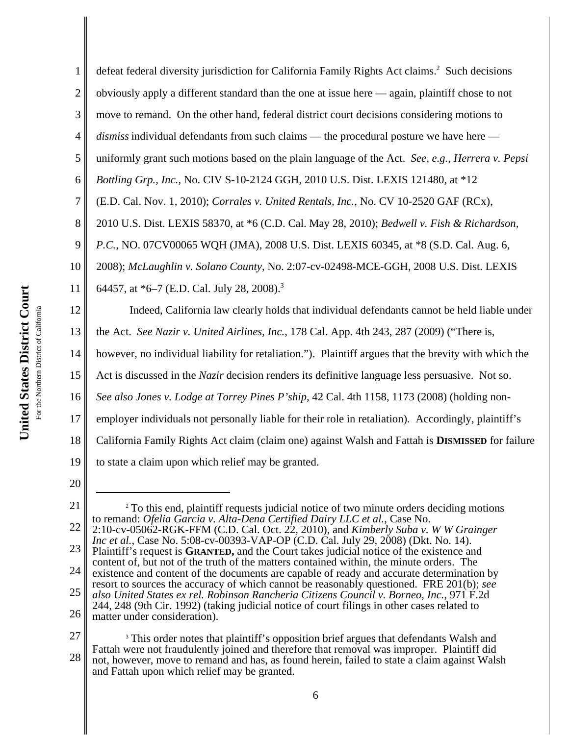defeat federal diversity jurisdiction for California Family Rights Act claims.[2] Such decisions obviously apply a different standard than the one at issue here — again, plaintiff chose to not move to remand. On the other hand, federal district court decisions considering motions to *dismiss* individual defendants from such claims — the procedural posture we have here — uniformly grant such motions based on the plain language of the Act. *See, e.g.*, *Herrera v. Pepsi Bottling Grp., Inc.*, No. CIV S-10-2124 GGH, 2010 U.S. Dist. LEXIS 121480, at *12 (E.D. Cal. Nov. 1, 2010); *Corrales v. United Rentals, Inc.*, No. CV 10-2520 GAF (RCx), 2010 U.S. Dist. LEXIS 58370, at *6 (C.D. Cal. May 28, 2010); *Bedwell v. Fish & Richardson, P.C.*, NO. 07CV00065 WQH (JMA), 2008 U.S. Dist. LEXIS 60345, at *8 (S.D. Cal. Aug. 6, 2008); *McLaughlin v. Solano County*, No. 2:07-cv-02498-MCE-GGH, 2008 U.S. Dist. LEXIS 64457, at *6–7 (E.D. Cal. July 28, 2008).[3]

Indeed, California law clearly holds that individual defendants cannot be held liable under the Act. *See Nazir v. United Airlines, Inc.*, 178 Cal. App. 4th 243, 287 (2009) ("There is, however, no individual liability for retaliation."). Plaintiff argues that the brevity with which the Act is discussed in the *Nazir* decision renders its definitive language less persuasive. Not so. *See also Jones v. Lodge at Torrey Pines P'ship*, 42 Cal. 4th 1158, 1173 (2008) (holding non-employer individuals not personally liable for their role in retaliation). Accordingly, plaintiff's California Family Rights Act claim (claim one) against Walsh and Fattah is **DISMISSED** for failure to state a claim upon which relief may be granted.

---

[2] To this end, plaintiff requests judicial notice of two minute orders deciding motions to remand: *Ofelia Garcia v. Alta-Dena Certified Dairy LLC et al.*, Case No. 2:10-cv-05062-RGK-FFM (C.D. Cal. Oct. 22, 2010), and *Kimberly Suba v. W W Grainger Inc et al.*, Case No. 5:08-cv-00393-VAP-OP (C.D. Cal. July 29, 2008) (Dkt. No. 14). Plaintiff's request is **GRANTED,** and the Court takes judicial notice of the existence and content of, but not of the truth of the matters contained within, the minute orders. The existence and content of the documents are capable of ready and accurate determination by resort to sources the accuracy of which cannot be reasonably questioned. FRE 201(b); *see also United States ex rel. Robinson Rancheria Citizens Council v. Borneo, Inc.*, 971 F.2d 244, 248 (9th Cir. 1992) (taking judicial notice of court filings in other cases related to matter under consideration).

[3] This order notes that plaintiff's opposition brief argues that defendants Walsh and Fattah were not fraudulently joined and therefore that removal was improper. Plaintiff did not, however, move to remand and has, as found herein, failed to state a claim against Walsh and Fattah upon which relief may be granted.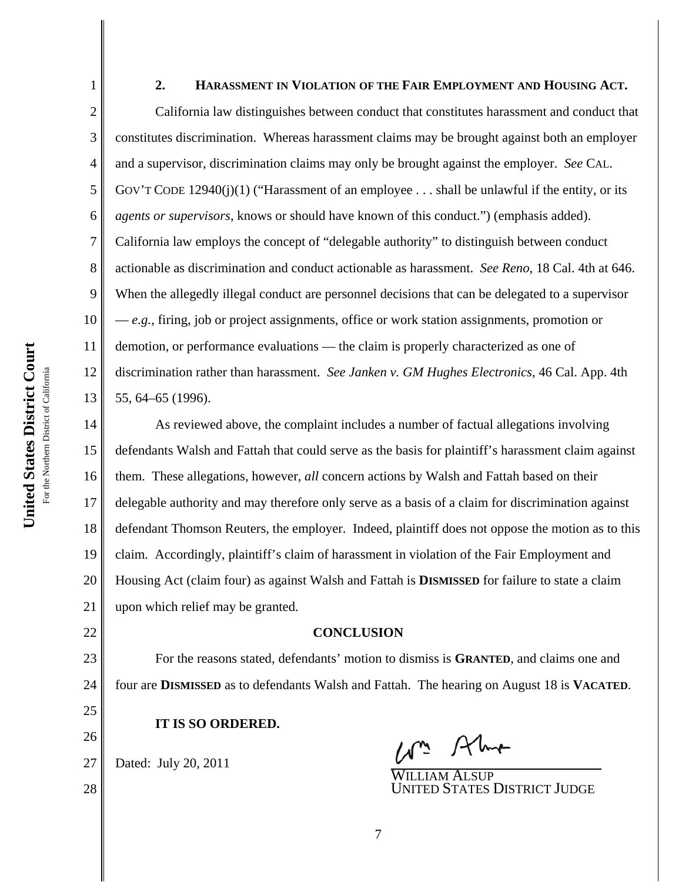### 2. HARASSMENT IN VIOLATION OF THE FAIR EMPLOYMENT AND HOUSING ACT.

California law distinguishes between conduct that constitutes harassment and conduct that constitutes discrimination. Whereas harassment claims may be brought against both an employer and a supervisor, discrimination claims may only be brought against the employer. *See* CAL. GOV'T CODE 12940(j)(1) ("Harassment of an employee . . . shall be unlawful if the entity, or its *agents or supervisors*, knows or should have known of this conduct.") (emphasis added). California law employs the concept of "delegable authority" to distinguish between conduct actionable as discrimination and conduct actionable as harassment. *See Reno*, 18 Cal. 4th at 646. When the allegedly illegal conduct are personnel decisions that can be delegated to a supervisor — *e.g.*, firing, job or project assignments, office or work station assignments, promotion or demotion, or performance evaluations — the claim is properly characterized as one of discrimination rather than harassment. *See Janken v. GM Hughes Electronics*, 46 Cal. App. 4th 55, 64–65 (1996).

As reviewed above, the complaint includes a number of factual allegations involving defendants Walsh and Fattah that could serve as the basis for plaintiff's harassment claim against them. These allegations, however, *all* concern actions by Walsh and Fattah based on their delegable authority and may therefore only serve as a basis of a claim for discrimination against defendant Thomson Reuters, the employer. Indeed, plaintiff does not oppose the motion as to this claim. Accordingly, plaintiff's claim of harassment in violation of the Fair Employment and Housing Act (claim four) as against Walsh and Fattah is **DISMISSED** for failure to state a claim upon which relief may be granted.

## CONCLUSION

For the reasons stated, defendants' motion to dismiss is **GRANTED**, and claims one and four are **DISMISSED** as to defendants Walsh and Fattah. The hearing on August 18 is **VACATED**.

**IT IS SO ORDERED.**

Dated: July 20, 2011

WILLIAM ALSUP
UNITED STATES DISTRICT JUDGE